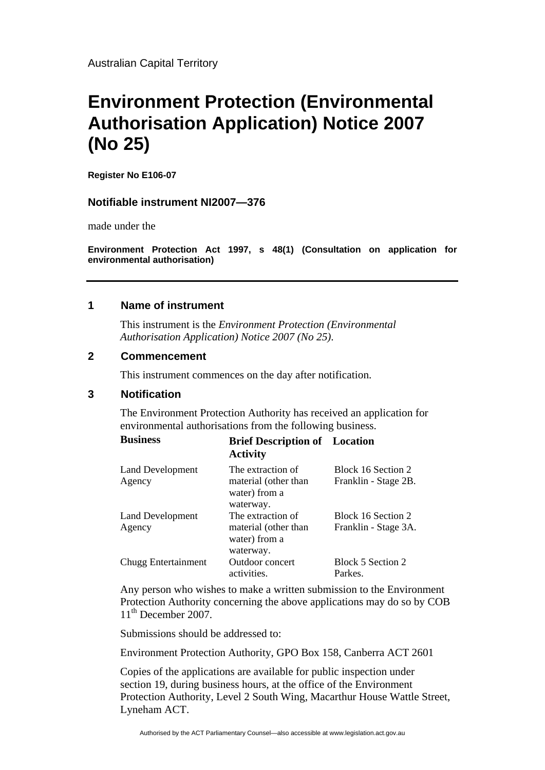Australian Capital Territory

# Environment Protection (Environmental Authorisation Application) Notice 2007 (No 25)

**Register No E106-07**

### Notifiable instrument NI2007—376

made under the

**Environment Protection Act 1997, s 48(1) (Consultation on application for environmental authorisation)**

---

## 1 Name of instrument

This instrument is the *Environment Protection (Environmental Authorisation Application) Notice 2007 (No 25)*.

## 2 Commencement

This instrument commences on the day after notification.

## 3 Notification

The Environment Protection Authority has received an application for environmental authorisations from the following business.

| Business | Brief Description of Activity | Location |
|---|---|---|
| Land Development Agency | The extraction of material (other than water) from a waterway. | Block 16 Section 2 Franklin - Stage 2B. |
| Land Development Agency | The extraction of material (other than water) from a waterway. | Block 16 Section 2 Franklin - Stage 3A. |
| Chugg Entertainment | Outdoor concert activities. | Block 5 Section 2 Parkes. |

Any person who wishes to make a written submission to the Environment Protection Authority concerning the above applications may do so by COB 11th December 2007.

Submissions should be addressed to:

Environment Protection Authority, GPO Box 158, Canberra ACT 2601

Copies of the applications are available for public inspection under section 19, during business hours, at the office of the Environment Protection Authority, Level 2 South Wing, Macarthur House Wattle Street, Lyneham ACT.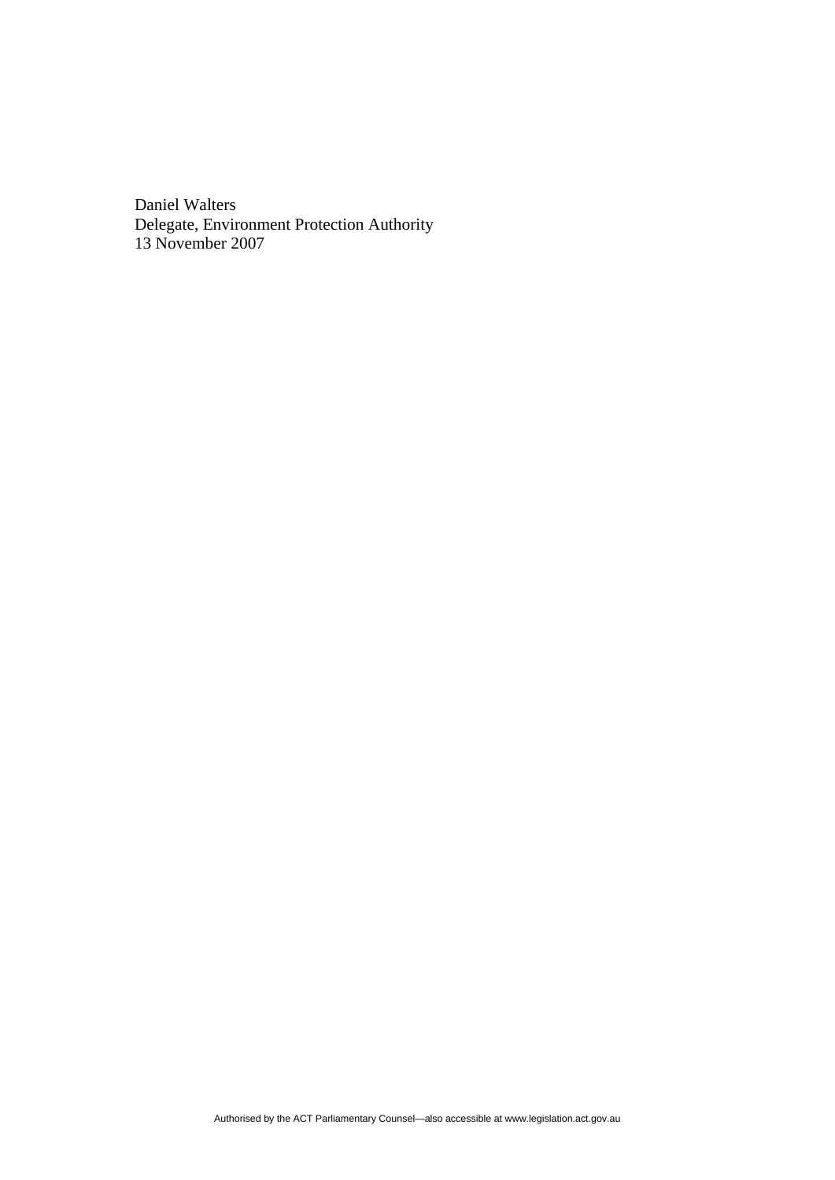Daniel Walters
Delegate, Environment Protection Authority
13 November 2007